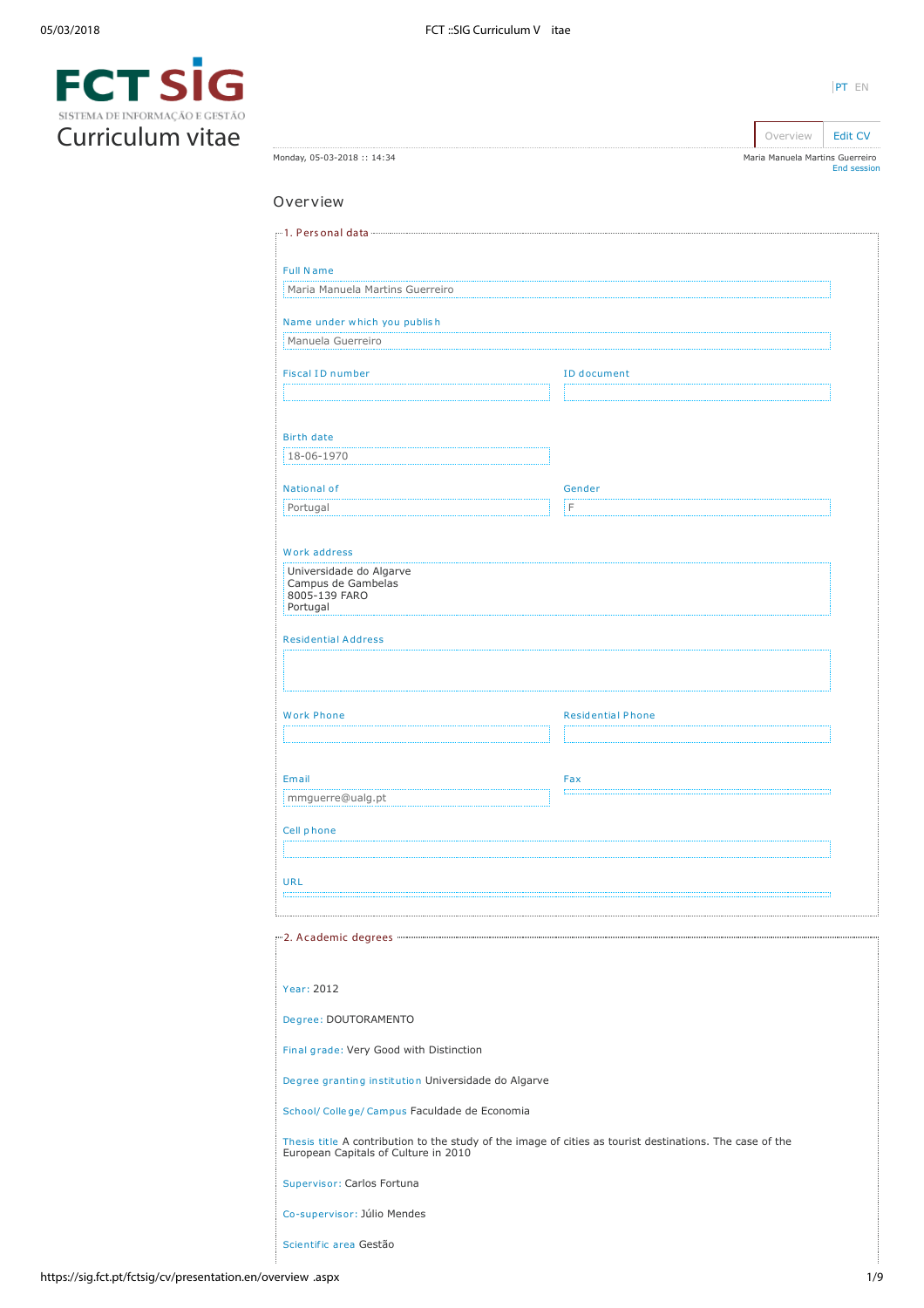FCT SIG
SISTEMA DE INFORMAÇÃO E GESTÃO

# Curriculum vitae

PT EN

Overview | Edit CV

Monday, 05-03-2018 :: 14:34

Maria Manuela Martins Guerreiro
End session

## Overview

### 1. Personal data

**Full Name**
Maria Manuela Martins Guerreiro

**Name under which you publish**
Manuela Guerreiro

**Fiscal ID number**

**ID document**

**Birth date**
18-06-1970

**National of**
Portugal

**Gender**
F

**Work address**
Universidade do Algarve
Campus de Gambelas
8005-139 FARO
Portugal

**Residential Address**

**Work Phone**

**Residential Phone**

**Email**
mmguerre@ualg.pt

**Fax**

**Cell phone**

**URL**

### 2. Academic degrees

**Year:** 2012

**Degree:** DOUTORAMENTO

**Final grade:** Very Good with Distinction

**Degree granting institution** Universidade do Algarve

**School/ College/ Campus** Faculdade de Economia

**Thesis title** A contribution to the study of the image of cities as tourist destinations. The case of the European Capitals of Culture in 2010

**Supervisor:** Carlos Fortuna

**Co-supervisor:** Júlio Mendes

**Scientific area** Gestão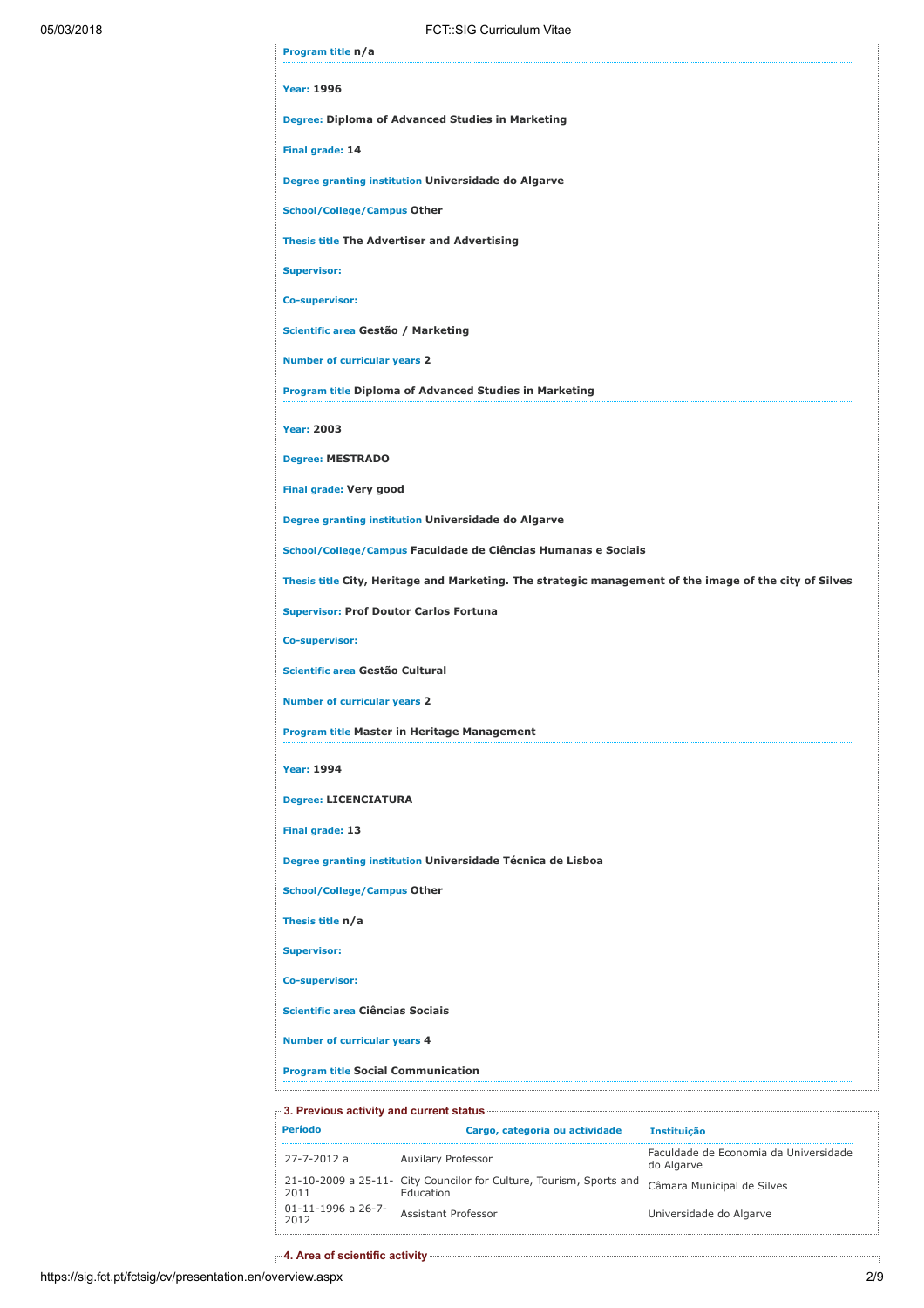**Program title** n/a

**Year:** 1996

**Degree:** Diploma of Advanced Studies in Marketing

**Final grade:** 14

**Degree granting institution** Universidade do Algarve

**School/College/Campus** Other

**Thesis title** The Advertiser and Advertising

**Supervisor:**

**Co-supervisor:**

**Scientific area** Gestão / Marketing

**Number of curricular years** 2

**Program title** Diploma of Advanced Studies in Marketing

**Year:** 2003

**Degree:** MESTRADO

**Final grade:** Very good

**Degree granting institution** Universidade do Algarve

**School/College/Campus** Faculdade de Ciências Humanas e Sociais

**Thesis title** City, Heritage and Marketing. The strategic management of the image of the city of Silves

**Supervisor:** Prof Doutor Carlos Fortuna

**Co-supervisor:**

**Scientific area** Gestão Cultural

**Number of curricular years** 2

**Program title** Master in Heritage Management

**Year:** 1994

**Degree:** LICENCIATURA

**Final grade:** 13

**Degree granting institution** Universidade Técnica de Lisboa

**School/College/Campus** Other

**Thesis title** n/a

**Supervisor:**

**Co-supervisor:**

**Scientific area** Ciências Sociais

**Number of curricular years** 4

**Program title** Social Communication

## 3. Previous activity and current status

| Período | Cargo, categoria ou actividade | Instituição |
|---|---|---|
| 27-7-2012 a | Auxilary Professor | Faculdade de Economia da Universidade do Algarve |
| 21-10-2009 a 25-11-2011 | City Councilor for Culture, Tourism, Sports and Education | Câmara Municipal de Silves |
| 01-11-1996 a 26-7-2012 | Assistant Professor | Universidade do Algarve |

## 4. Area of scientific activity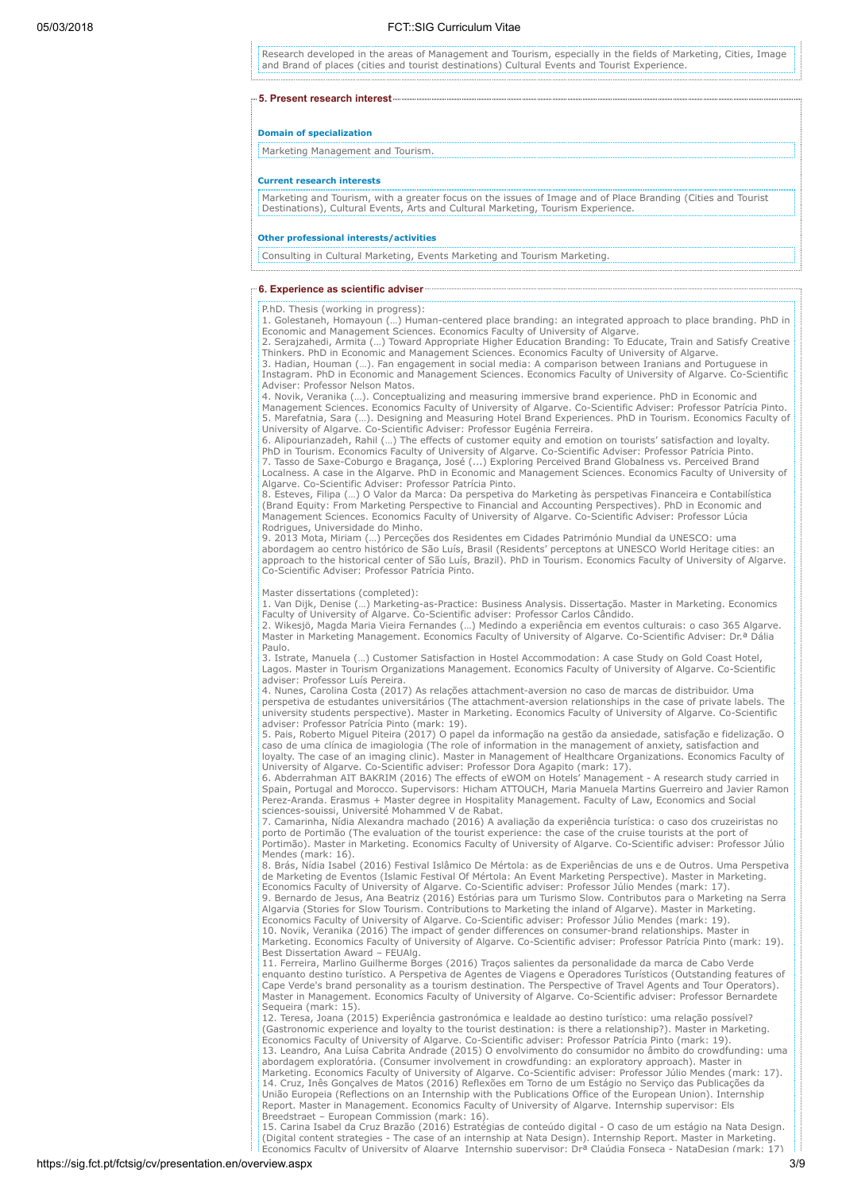Research developed in the areas of Management and Tourism, especially in the fields of Marketing, Cities, Image and Brand of places (cities and tourist destinations) Cultural Events and Tourist Experience.

## 5. Present research interest

**Domain of specialization**

Marketing Management and Tourism.

**Current research interests**

Marketing and Tourism, with a greater focus on the issues of Image and of Place Branding (Cities and Tourist Destinations), Cultural Events, Arts and Cultural Marketing, Tourism Experience.

**Other professional interests/activities**

Consulting in Cultural Marketing, Events Marketing and Tourism Marketing.

## 6. Experience as scientific adviser

P.hD. Thesis (working in progress):
1. Golestaneh, Homayoun (…) Human-centered place branding: an integrated approach to place branding. PhD in Economic and Management Sciences. Economics Faculty of University of Algarve.
2. Serajzahedi, Armita (…) Toward Appropriate Higher Education Branding: To Educate, Train and Satisfy Creative Thinkers. PhD in Economic and Management Sciences. Economics Faculty of University of Algarve.
3. Hadian, Houman (…). Fan engagement in social media: A comparison between Iranians and Portuguese in Instagram. PhD in Economic and Management Sciences. Economics Faculty of University of Algarve. Co-Scientific Adviser: Professor Nelson Matos.
4. Novik, Veranika (…). Conceptualizing and measuring immersive brand experience. PhD in Economic and Management Sciences. Economics Faculty of University of Algarve. Co-Scientific Adviser: Professor Patrícia Pinto.
5. Marefatnia, Sara (…). Designing and Measuring Hotel Brand Experiences. PhD in Tourism. Economics Faculty of University of Algarve. Co-Scientific Adviser: Professor Eugénia Ferreira.
6. Alipourianzadeh, Rahil (…) The effects of customer equity and emotion on tourists' satisfaction and loyalty. PhD in Tourism. Economics Faculty of University of Algarve. Co-Scientific Adviser: Professor Patrícia Pinto.
7. Tasso de Saxe-Coburgo e Bragança, José (…) Exploring Perceived Brand Globalness vs. Perceived Brand Localness. A case in the Algarve. PhD in Economic and Management Sciences. Economics Faculty of University of Algarve. Co-Scientific Adviser: Professor Patrícia Pinto.
8. Esteves, Filipa (…) O Valor da Marca: Da perspetiva do Marketing às perspetivas Financeira e Contabilística (Brand Equity: From Marketing Perspective to Financial and Accounting Perspectives). PhD in Economic and Management Sciences. Economics Faculty of University of Algarve. Co-Scientific Adviser: Professor Lúcia Rodrigues, Universidade do Minho.
9. 2013 Mota, Miriam (…) Perceções dos Residentes em Cidades Património Mundial da UNESCO: uma abordagem ao centro histórico de São Luís, Brasil (Residents' perceptons at UNESCO World Heritage cities: an approach to the historical center of São Luís, Brazil). PhD in Tourism. Economics Faculty of University of Algarve. Co-Scientific Adviser: Professor Patrícia Pinto.

Master dissertations (completed):
1. Van Dijk, Denise (…) Marketing-as-Practice: Business Analysis. Dissertação. Master in Marketing. Economics Faculty of University of Algarve. Co-Scientific adviser: Professor Carlos Cândido.
2. Wikesjö, Magda Maria Vieira Fernandes (…) Medindo a experiência em eventos culturais: o caso 365 Algarve. Master in Marketing Management. Economics Faculty of University of Algarve. Co-Scientific Adviser: Dr.ª Dália Paulo.
3. Istrate, Manuela (…) Customer Satisfaction in Hostel Accommodation: A case Study on Gold Coast Hotel, Lagos. Master in Tourism Organizations Management. Economics Faculty of University of Algarve. Co-Scientific adviser: Professor Luís Pereira.
4. Nunes, Carolina Costa (2017) As relações attachment-aversion no caso de marcas de distribuidor. Uma perspetiva de estudantes universitários (The attachment-aversion relationships in the case of private labels. The university students perspective). Master in Marketing. Economics Faculty of University of Algarve. Co-Scientific adviser: Professor Patrícia Pinto (mark: 19).
5. Pais, Roberto Miguel Piteira (2017) O papel da informação na gestão da ansiedade, satisfação e fidelização. O caso de uma clínica de imagiologia (The role of information in the management of anxiety, satisfaction and loyalty. The case of an imaging clinic). Master in Management of Healthcare Organizations. Economics Faculty of University of Algarve. Co-Scientific adviser: Professor Dora Agapito (mark: 17).
6. Abderrahman AIT BAKRIM (2016) The effects of eWOM on Hotels' Management - A research study carried in Spain, Portugal and Morocco. Supervisors: Hicham ATTOUCH, Maria Manuela Martins Guerreiro and Javier Ramon Perez-Aranda. Erasmus + Master degree in Hospitality Management. Faculty of Law, Economics and Social sciences-souissi, Université Mohammed V de Rabat.
7. Camarinha, Nídia Alexandra machado (2016) A avaliação da experiência turística: o caso dos cruzeiristas no porto de Portimão (The evaluation of the tourist experience: the case of the cruise tourists at the port of Portimão). Master in Marketing. Economics Faculty of University of Algarve. Co-Scientific adviser: Professor Júlio Mendes (mark: 16).
8. Brás, Nídia Isabel (2016) Festival Islâmico De Mértola: as de Experiências de uns e de Outros. Uma Perspetiva de Marketing de Eventos (Islamic Festival Of Mértola: An Event Marketing Perspective). Master in Marketing. Economics Faculty of University of Algarve. Co-Scientific adviser: Professor Júlio Mendes (mark: 17).
9. Bernardo de Jesus, Ana Beatriz (2016) Estórias para um Turismo Slow. Contributos para o Marketing na Serra Algarvia (Stories for Slow Tourism. Contributions to Marketing the inland of Algarve). Master in Marketing. Economics Faculty of University of Algarve. Co-Scientific adviser: Professor Júlio Mendes (mark: 19).
10. Novik, Veranika (2016) The impact of gender differences on consumer-brand relationships. Master in Marketing. Economics Faculty of University of Algarve. Co-Scientific adviser: Professor Patrícia Pinto (mark: 19). Best Dissertation Award – FEUAlg.
11. Ferreira, Marlino Guilherme Borges (2016) Traços salientes da personalidade da marca de Cabo Verde enquanto destino turístico. A Perspetiva de Agentes de Viagens e Operadores Turísticos (Outstanding features of Cape Verde's brand personality as a tourism destination. The Perspective of Travel Agents and Tour Operators). Master in Management. Economics Faculty of University of Algarve. Co-Scientific adviser: Professor Bernardete Sequeira (mark: 15).
12. Teresa, Joana (2015) Experiência gastronómica e lealdade ao destino turístico: uma relação possível? (Gastronomic experience and loyalty to the tourist destination: is there a relationship?). Master in Marketing. Economics Faculty of University of Algarve. Co-Scientific adviser: Professor Patrícia Pinto (mark: 19).
13. Leandro, Ana Luísa Cabrita Andrade (2015) O envolvimento do consumidor no âmbito do crowdfunding: uma abordagem exploratória. (Consumer involvement in crowdfunding: an exploratory approach). Master in Marketing. Economics Faculty of University of Algarve. Co-Scientific adviser: Professor Júlio Mendes (mark: 17).
14. Cruz, Inês Gonçalves de Matos (2016) Reflexões em Torno de um Estágio no Serviço das Publicações da União Europeia (Reflections on an Internship with the Publications Office of the European Union). Internship Report. Master in Management. Economics Faculty of University of Algarve. Internship supervisor: Els Breedstraet – European Commission (mark: 16).
15. Carina Isabel da Cruz Brazão (2016) Estratégias de conteúdo digital - O caso de um estágio na Nata Design. (Digital content strategies - The case of an internship at Nata Design). Internship Report. Master in Marketing. Economics Faculty of University of Algarve. Internship supervisor: Drª Claúdia Fonseca - NataDesign (mark: 17)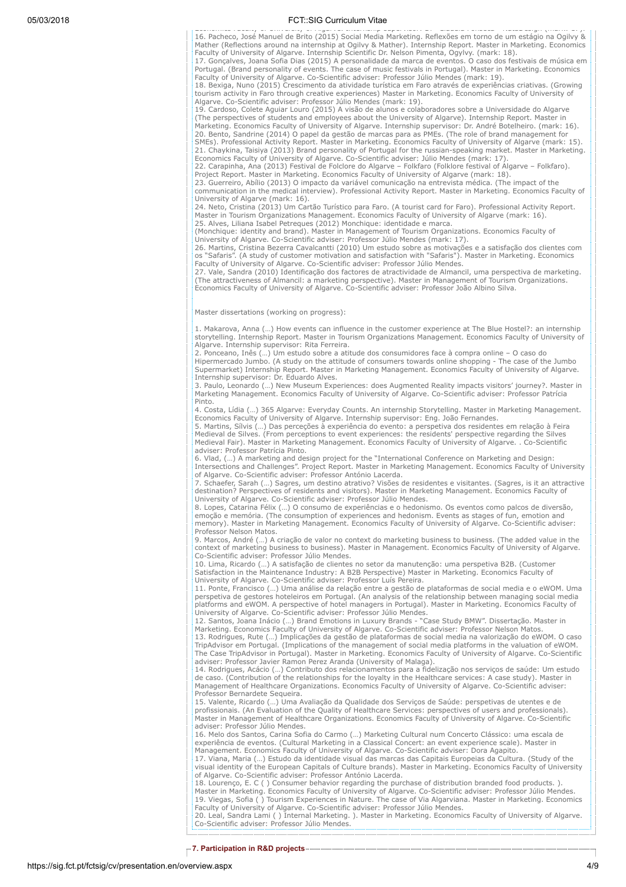Economics Faculty of University of Algarve. Internship Supervisor: Dr. Cláudio Fonseca – Natura (mark: 17).

16. Pacheco, José Manuel de Brito (2015) Social Media Marketing. Reflexões em torno de um estágio na Ogilvy & Mather (Reflections around na internship at Ogilvy & Mather). Internship Report. Master in Marketing. Economics Faculty of University of Algarve. Internship Scientific Dr. Nelson Pimenta, Ogylvy. (mark: 18).
17. Gonçalves, Joana Sofia Dias (2015) A personalidade da marca de eventos. O caso dos festivais de música em Portugal. (Brand personality of events. The case of music festivals in Portugal). Master in Marketing. Economics Faculty of University of Algarve. Co-Scientific adviser: Professor Júlio Mendes (mark: 19).
18. Bexiga, Nuno (2015) Crescimento da atividade turística em Faro através de experiências criativas. (Growing tourism activity in Faro through creative experiences) Master in Marketing. Economics Faculty of University of Algarve. Co-Scientific adviser: Professor Júlio Mendes (mark: 19).
19. Cardoso, Colete Aguiar Louro (2015) A visão de alunos e colaboradores sobre a Universidade do Algarve (The perspectives of students and employees about the University of Algarve). Internship Report. Master in Marketing. Economics Faculty of University of Algarve. Internship supervisor: Dr. André Botelheiro. (mark: 16).
20. Bento, Sandrine (2014) O papel da gestão de marcas para as PMEs. (The role of brand management for SMEs). Professional Activity Report. Master in Marketing. Economics Faculty of University of Algarve (mark: 15).
21. Chaykina, Taisiya (2013) Brand personality of Portugal for the russian-speaking market. Master in Marketing. Economics Faculty of University of Algarve. Co-Scientific adviser: Júlio Mendes (mark: 17).
22. Carapinha, Ana (2013) Festival de Folclore do Algarve – Folkfaro (Folklore festival of Algarve – Folkfaro). Project Report. Master in Marketing. Economics Faculty of University of Algarve (mark: 18).
23. Guerreiro, Abílio (2013) O impacto da variável comunicação na entrevista médica. (The impact of the communication in the medical interview). Professional Activity Report. Master in Marketing. Economics Faculty of University of Algarve (mark: 16).
24. Neto, Cristina (2013) Um Cartão Turístico para Faro. (A tourist card for Faro). Professional Activity Report. Master in Tourism Organizations Management. Economics Faculty of University of Algarve (mark: 16).
25. Alves, Liliana Isabel Petreques (2012) Monchique: identidade e marca.
(Monchique: identity and brand). Master in Management of Tourism Organizations. Economics Faculty of University of Algarve. Co-Scientific adviser: Professor Júlio Mendes (mark: 17).
26. Martins, Cristina Bezerra Cavalcantti (2010) Um estudo sobre as motivações e a satisfação dos clientes com os "Safaris". (A study of customer motivation and satisfaction with "Safaris"). Master in Marketing. Economics Faculty of University of Algarve. Co-Scientific adviser: Professor Júlio Mendes.
27. Vale, Sandra (2010) Identificação dos factores de atractividade de Almancil, uma perspectiva de marketing. (The attractiveness of Almancil: a marketing perspective). Master in Management of Tourism Organizations. Economics Faculty of University of Algarve. Co-Scientific adviser: Professor João Albino Silva.

Master dissertations (working on progress):

1. Makarova, Anna (…) How events can influence in the customer experience at The Blue Hostel?: an internship storytelling. Internship Report. Master in Tourism Organizations Management. Economics Faculty of University of Algarve. Internship supervisor: Rita Ferreira.
2. Ponceano, Inês (…) Um estudo sobre a atitude dos consumidores face à compra online – O caso do Hipermercado Jumbo. (A study on the attitude of consumers towards online shopping - The case of the Jumbo Supermarket) Internship Report. Master in Marketing Management. Economics Faculty of University of Algarve. Internship supervisor: Dr. Eduardo Alves.
3. Paulo, Leonardo (…) New Museum Experiences: does Augmented Reality impacts visitors' journey?. Master in Marketing Management. Economics Faculty of University of Algarve. Co-Scientific adviser: Professor Patrícia Pinto.
4. Costa, Lídia (…) 365 Algarve: Everyday Counts. An internship Storytelling. Master in Marketing Management. Economics Faculty of University of Algarve. Internship supervisor: Eng. João Fernandes.
5. Martins, Sílvis (…) Das perceções à experiência do evento: a perspetiva dos residentes em relação à Feira Medieval de Silves. (From perceptions to event experiences: the residents' perspective regarding the Silves Medieval Fair). Master in Marketing Management. Economics Faculty of University of Algarve. . Co-Scientific adviser: Professor Patrícia Pinto.
6. Vlad, (…) A marketing and design project for the "International Conference on Marketing and Design: Intersections and Challenges". Project Report. Master in Marketing Management. Economics Faculty of University of Algarve. Co-Scientific adviser: Professor António Lacerda.
7. Schaefer, Sarah (…) Sagres, um destino atrativo? Visões de residentes e visitantes. (Sagres, is it an attractive destination? Perspectives of residents and visitors). Master in Marketing Management. Economics Faculty of University of Algarve. Co-Scientific adviser: Professor Júlio Mendes.
8. Lopes, Catarina Félix (…) O consumo de experiências e o hedonismo. Os eventos como palcos de diversão, emoção e memória. (The consumption of experiences and hedonism. Events as stages of fun, emotion and memory). Master in Marketing Management. Economics Faculty of University of Algarve. Co-Scientific adviser: Professor Nelson Matos.
9. Marcos, André (…) A criação de valor no context do marketing business to business. (The added value in the context of marketing business to business). Master in Management. Economics Faculty of University of Algarve. Co-Scientific adviser: Professor Júlio Mendes.
10. Lima, Ricardo (…) A satisfação de clientes no setor da manutenção: uma perspetiva B2B. (Customer Satisfaction in the Maintenance Industry: A B2B Perspective) Master in Marketing. Economics Faculty of University of Algarve. Co-Scientific adviser: Professor Luís Pereira.
11. Ponte, Francisco (…) Uma análise da relação entre a gestão de plataformas de social media e o eWOM. Uma perspetiva de gestores hoteleiros em Portugal. (An analysis of the relationship between managing social media platforms and eWOM. A perspective of hotel managers in Portugal). Master in Marketing. Economics Faculty of University of Algarve. Co-Scientific adviser: Professor Júlio Mendes.
12. Santos, Joana Inácio (…) Brand Emotions in Luxury Brands - "Case Study BMW". Dissertação. Master in Marketing. Economics Faculty of University of Algarve. Co-Scientific adviser: Professor Nelson Matos.
13. Rodrigues, Rute (…) Implicações da gestão de plataformas de social media na valorização do eWOM. O caso TripAdvisor em Portugal. (Implications of the management of social media platforms in the valuation of eWOM. The Case TripAdvisor in Portugal). Master in Marketing. Economics Faculty of University of Algarve. Co-Scientific adviser: Professor Javier Ramon Perez Aranda (University of Malaga).
14. Rodrigues, Acácio (…) Contributo dos relacionamentos para a fidelização nos serviços de saúde: Um estudo de caso. (Contribution of the relationships for the loyalty in the Healthcare services: A case study). Master in Management of Healthcare Organizations. Economics Faculty of University of Algarve. Co-Scientific adviser: Professor Bernardete Sequeira.
15. Valente, Ricardo (…) Uma Avaliação da Qualidade dos Serviços de Saúde: perspetivas de utentes e de profissionais. (An Evaluation of the Quality of Healthcare Services: perspectives of users and professionals). Master in Management of Healthcare Organizations. Economics Faculty of University of Algarve. Co-Scientific adviser: Professor Júlio Mendes.
16. Melo dos Santos, Carina Sofia do Carmo (…) Marketing Cultural num Concerto Clássico: uma escala de experiência de eventos. (Cultural Marketing in a Classical Concert: an event experience scale). Master in Management. Economics Faculty of University of Algarve. Co-Scientific adviser: Dora Agapito.
17. Viana, Maria (…) Estudo da identidade visual das marcas das Capitais Europeias da Cultura. (Study of the visual identity of the European Capitals of Culture brands). Master in Marketing. Economics Faculty of University of Algarve. Co-Scientific adviser: Professor António Lacerda.
18. Lourenço, E. C ( ) Consumer behavior regarding the purchase of distribution branded food products. ). Master in Marketing. Economics Faculty of University of Algarve. Co-Scientific adviser: Professor Júlio Mendes.
19. Viegas, Sofia ( ) Tourism Experiences in Nature. The case of Via Algarviana. Master in Marketing. Economics Faculty of University of Algarve. Co-Scientific adviser: Professor Júlio Mendes.
20. Leal, Sandra Lami ( ) Internal Marketing. ). Master in Marketing. Economics Faculty of University of Algarve. Co-Scientific adviser: Professor Júlio Mendes.

## 7. Participation in R&D projects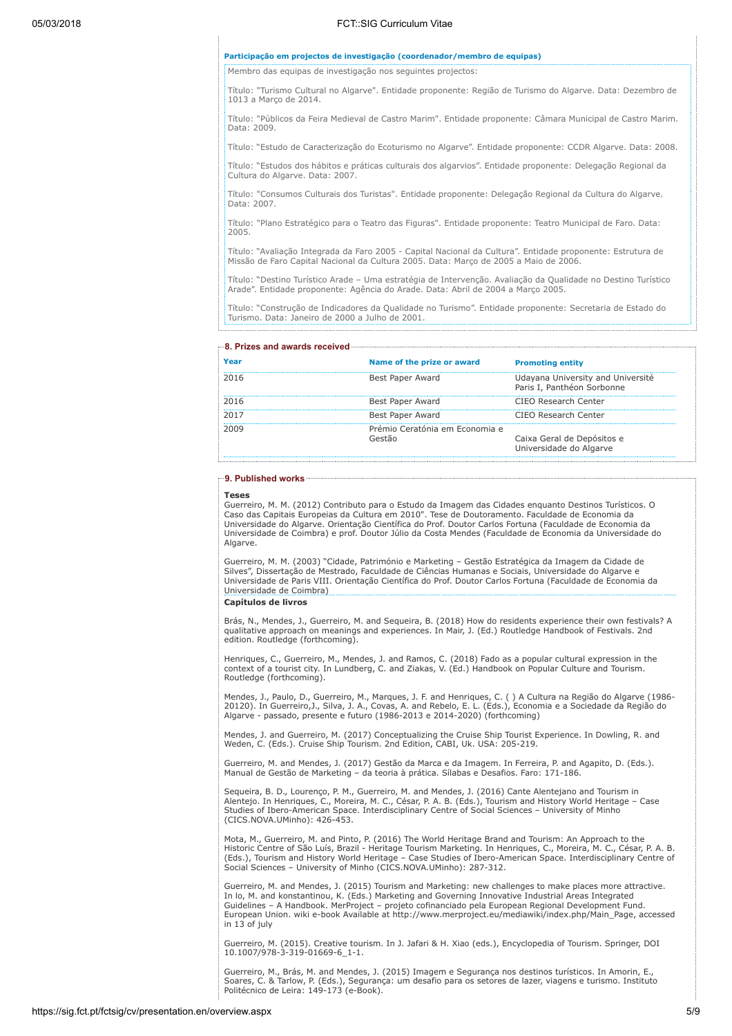**Participação em projectos de investigação (coordenador/membro de equipas)**

Membro das equipas de investigação nos seguintes projectos:

Título: "Turismo Cultural no Algarve". Entidade proponente: Região de Turismo do Algarve. Data: Dezembro de 1013 a Março de 2014.

Título: "Públicos da Feira Medieval de Castro Marim". Entidade proponente: Câmara Municipal de Castro Marim. Data: 2009.

Título: "Estudo de Caracterização do Ecoturismo no Algarve". Entidade proponente: CCDR Algarve. Data: 2008.

Título: "Estudos dos hábitos e práticas culturais dos algarvios". Entidade proponente: Delegação Regional da Cultura do Algarve. Data: 2007.

Título: "Consumos Culturais dos Turistas". Entidade proponente: Delegação Regional da Cultura do Algarve. Data: 2007.

Título: "Plano Estratégico para o Teatro das Figuras". Entidade proponente: Teatro Municipal de Faro. Data: 2005.

Título: "Avaliação Integrada da Faro 2005 - Capital Nacional da Cultura". Entidade proponente: Estrutura de Missão de Faro Capital Nacional da Cultura 2005. Data: Março de 2005 a Maio de 2006.

Título: "Destino Turístico Arade – Uma estratégia de Intervenção. Avaliação da Qualidade no Destino Turístico Arade". Entidade proponente: Agência do Arade. Data: Abril de 2004 a Março 2005.

Título: "Construção de Indicadores da Qualidade no Turismo". Entidade proponente: Secretaria de Estado do Turismo. Data: Janeiro de 2000 a Julho de 2001.

## 8. Prizes and awards received

| Year | Name of the prize or award | Promoting entity |
|---|---|---|
| 2016 | Best Paper Award | Udayana University and Université Paris I, Panthéon Sorbonne |
| 2016 | Best Paper Award | CIEO Research Center |
| 2017 | Best Paper Award | CIEO Research Center |
| 2009 | Prémio Ceratónia em Economia e Gestão | Caixa Geral de Depósitos e Universidade do Algarve |

## 9. Published works

**Teses**

Guerreiro, M. M. (2012) Contributo para o Estudo da Imagem das Cidades enquanto Destinos Turísticos. O Caso das Capitais Europeias da Cultura em 2010". Tese de Doutoramento. Faculdade de Economia da Universidade do Algarve. Orientação Científica do Prof. Doutor Carlos Fortuna (Faculdade de Economia da Universidade de Coimbra) e prof. Doutor Júlio da Costa Mendes (Faculdade de Economia da Universidade do Algarve.

Guerreiro, M. M. (2003) "Cidade, Património e Marketing – Gestão Estratégica da Imagem da Cidade de Silves", Dissertação de Mestrado, Faculdade de Ciências Humanas e Sociais, Universidade do Algarve e Universidade de Paris VIII. Orientação Científica do Prof. Doutor Carlos Fortuna (Faculdade de Economia da Universidade de Coimbra)

**Capítulos de livros**

Brás, N., Mendes, J., Guerreiro, M. and Sequeira, B. (2018) How do residents experience their own festivals? A qualitative approach on meanings and experiences. In Mair, J. (Ed.) Routledge Handbook of Festivals. 2nd edition. Routledge (forthcoming).

Henriques, C., Guerreiro, M., Mendes, J. and Ramos, C. (2018) Fado as a popular cultural expression in the context of a tourist city. In Lundberg, C. and Ziakas, V. (Ed.) Handbook on Popular Culture and Tourism. Routledge (forthcoming).

Mendes, J., Paulo, D., Guerreiro, M., Marques, J. F. and Henriques, C. ( ) A Cultura na Região do Algarve (1986-20120). In Guerreiro,J., Silva, J. A., Covas, A. and Rebelo, E. L. (Eds.), Economia e a Sociedade da Região do Algarve - passado, presente e futuro (1986-2013 e 2014-2020) (forthcoming)

Mendes, J. and Guerreiro, M. (2017) Conceptualizing the Cruise Ship Tourist Experience. In Dowling, R. and Weden, C. (Eds.). Cruise Ship Tourism. 2nd Edition, CABI, Uk. USA: 205-219.

Guerreiro, M. and Mendes, J. (2017) Gestão da Marca e da Imagem. In Ferreira, P. and Agapito, D. (Eds.). Manual de Gestão de Marketing – da teoria à prática. Sílabas e Desafios. Faro: 171-186.

Sequeira, B. D., Lourenço, P. M., Guerreiro, M. and Mendes, J. (2016) Cante Alentejano and Tourism in Alentejo. In Henriques, C., Moreira, M. C., César, P. A. B. (Eds.), Tourism and History World Heritage – Case Studies of Ibero-American Space. Interdisciplinary Centre of Social Sciences – University of Minho (CICS.NOVA.UMinho): 426-453.

Mota, M., Guerreiro, M. and Pinto, P. (2016) The World Heritage Brand and Tourism: An Approach to the Historic Centre of São Luís, Brazil - Heritage Tourism Marketing. In Henriques, C., Moreira, M. C., César, P. A. B. (Eds.), Tourism and History World Heritage – Case Studies of Ibero-American Space. Interdisciplinary Centre of Social Sciences – University of Minho (CICS.NOVA.UMinho): 287-312.

Guerreiro, M. and Mendes, J. (2015) Tourism and Marketing: new challenges to make places more attractive. In lo, M. and konstantinou, K. (Eds.) Marketing and Governing Innovative Industrial Areas Integrated Guidelines – A Handbook. MerProject – projeto cofinanciado pela European Regional Development Fund. European Union. wiki e-book Available at http://www.merproject.eu/mediawiki/index.php/Main_Page, accessed in 13 of july

Guerreiro, M. (2015). Creative tourism. In J. Jafari & H. Xiao (eds.), Encyclopedia of Tourism. Springer, DOI 10.1007/978-3-319-01669-6_1-1.

Guerreiro, M., Brás, M. and Mendes, J. (2015) Imagem e Segurança nos destinos turísticos. In Amorin, E., Soares, C. & Tarlow, P. (Eds.), Segurança: um desafio para os setores de lazer, viagens e turismo. Instituto Politécnico de Leira: 149-173 (e-Book).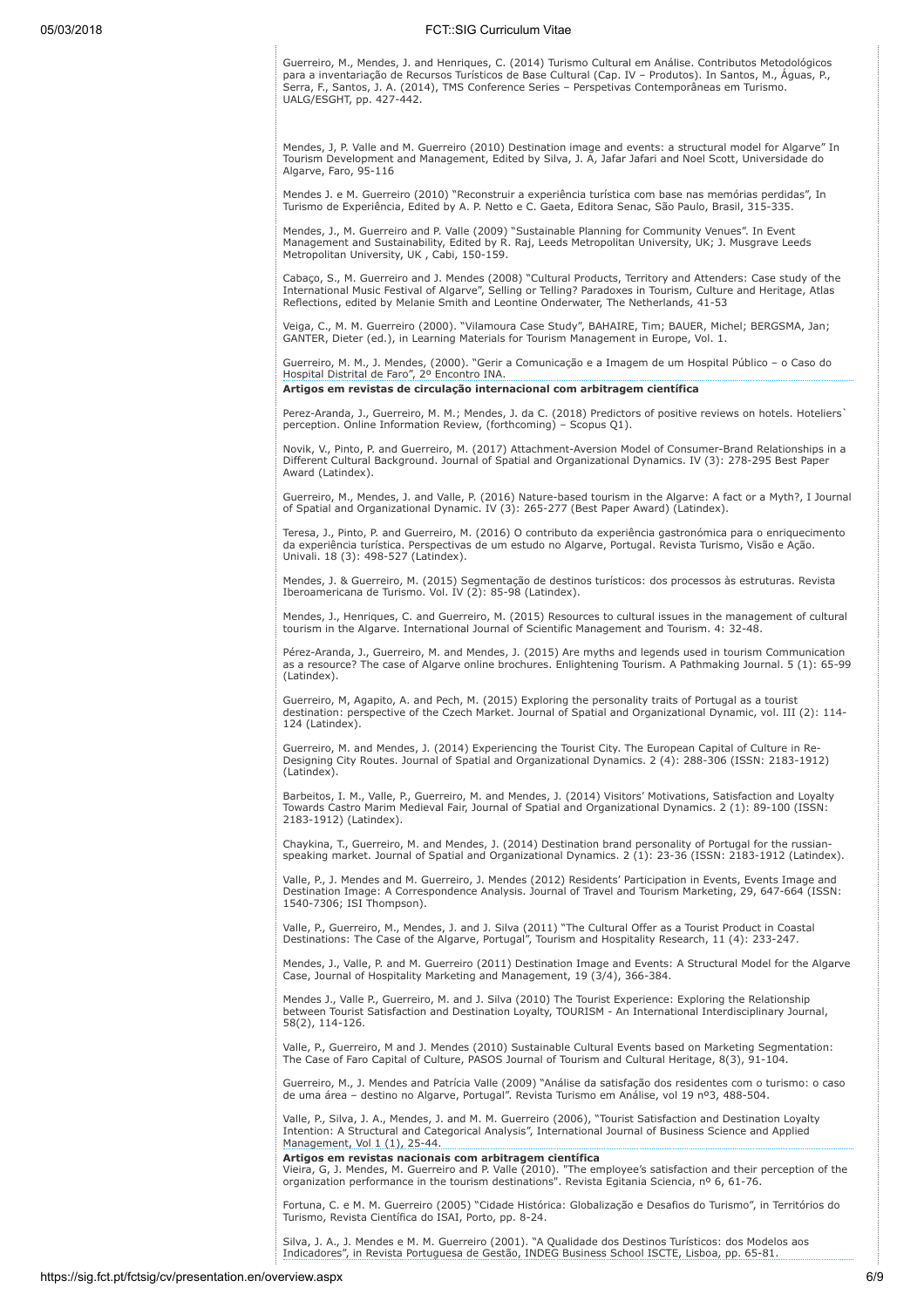Guerreiro, M., Mendes, J. and Henriques, C. (2014) Turismo Cultural em Análise. Contributos Metodológicos para a inventariação de Recursos Turísticos de Base Cultural (Cap. IV – Produtos). In Santos, M., Águas, P., Serra, F., Santos, J. A. (2014), TMS Conference Series – Perspetivas Contemporâneas em Turismo. UALG/ESGHT, pp. 427-442.

Mendes, J, P. Valle and M. Guerreiro (2010) Destination image and events: a structural model for Algarve" In Tourism Development and Management, Edited by Silva, J. A, Jafar Jafari and Noel Scott, Universidade do Algarve, Faro, 95-116

Mendes J. e M. Guerreiro (2010) "Reconstruir a experiência turística com base nas memórias perdidas", In Turismo de Experiência, Edited by A. P. Netto e C. Gaeta, Editora Senac, São Paulo, Brasil, 315-335.

Mendes, J., M. Guerreiro and P. Valle (2009) "Sustainable Planning for Community Venues". In Event Management and Sustainability, Edited by R. Raj, Leeds Metropolitan University, UK; J. Musgrave Leeds Metropolitan University, UK , Cabi, 150-159.

Cabaço, S., M. Guerreiro and J. Mendes (2008) "Cultural Products, Territory and Attenders: Case study of the International Music Festival of Algarve", Selling or Telling? Paradoxes in Tourism, Culture and Heritage, Atlas Reflections, edited by Melanie Smith and Leontine Onderwater, The Netherlands, 41-53

Veiga, C., M. M. Guerreiro (2000). "Vilamoura Case Study", BAHAIRE, Tim; BAUER, Michel; BERGSMA, Jan; GANTER, Dieter (ed.), in Learning Materials for Tourism Management in Europe, Vol. 1.

Guerreiro, M. M., J. Mendes, (2000). "Gerir a Comunicação e a Imagem de um Hospital Público – o Caso do Hospital Distrital de Faro", 2º Encontro INA.

**Artigos em revistas de circulação internacional com arbitragem científica**

Perez-Aranda, J., Guerreiro, M. M.; Mendes, J. da C. (2018) Predictors of positive reviews on hotels. Hoteliers` perception. Online Information Review, (forthcoming) – Scopus Q1).

Novik, V., Pinto, P. and Guerreiro, M. (2017) Attachment-Aversion Model of Consumer-Brand Relationships in a Different Cultural Background. Journal of Spatial and Organizational Dynamics. IV (3): 278-295 Best Paper Award (Latindex).

Guerreiro, M., Mendes, J. and Valle, P. (2016) Nature-based tourism in the Algarve: A fact or a Myth?, I Journal of Spatial and Organizational Dynamic. IV (3): 265-277 (Best Paper Award) (Latindex).

Teresa, J., Pinto, P. and Guerreiro, M. (2016) O contributo da experiência gastronómica para o enriquecimento da experiência turística. Perspectivas de um estudo no Algarve, Portugal. Revista Turismo, Visão e Ação. Univali. 18 (3): 498-527 (Latindex).

Mendes, J. & Guerreiro, M. (2015) Segmentação de destinos turísticos: dos processos às estruturas. Revista Iberoamericana de Turismo. Vol. IV (2): 85-98 (Latindex).

Mendes, J., Henriques, C. and Guerreiro, M. (2015) Resources to cultural issues in the management of cultural tourism in the Algarve. International Journal of Scientific Management and Tourism. 4: 32-48.

Pérez-Aranda, J., Guerreiro, M. and Mendes, J. (2015) Are myths and legends used in tourism Communication as a resource? The case of Algarve online brochures. Enlightening Tourism. A Pathmaking Journal. 5 (1): 65-99 (Latindex).

Guerreiro, M, Agapito, A. and Pech, M. (2015) Exploring the personality traits of Portugal as a tourist destination: perspective of the Czech Market. Journal of Spatial and Organizational Dynamic, vol. III (2): 114-124 (Latindex).

Guerreiro, M. and Mendes, J. (2014) Experiencing the Tourist City. The European Capital of Culture in Re-Designing City Routes. Journal of Spatial and Organizational Dynamics. 2 (4): 288-306 (ISSN: 2183-1912) (Latindex).

Barbeitos, I. M., Valle, P., Guerreiro, M. and Mendes, J. (2014) Visitors' Motivations, Satisfaction and Loyalty Towards Castro Marim Medieval Fair, Journal of Spatial and Organizational Dynamics. 2 (1): 89-100 (ISSN: 2183-1912) (Latindex).

Chaykina, T., Guerreiro, M. and Mendes, J. (2014) Destination brand personality of Portugal for the russian-speaking market. Journal of Spatial and Organizational Dynamics. 2 (1): 23-36 (ISSN: 2183-1912 (Latindex).

Valle, P., J. Mendes and M. Guerreiro, J. Mendes (2012) Residents' Participation in Events, Events Image and Destination Image: A Correspondence Analysis. Journal of Travel and Tourism Marketing, 29, 647-664 (ISSN: 1540-7306; ISI Thompson).

Valle, P., Guerreiro, M., Mendes, J. and J. Silva (2011) "The Cultural Offer as a Tourist Product in Coastal Destinations: The Case of the Algarve, Portugal", Tourism and Hospitality Research, 11 (4): 233-247.

Mendes, J., Valle, P. and M. Guerreiro (2011) Destination Image and Events: A Structural Model for the Algarve Case, Journal of Hospitality Marketing and Management, 19 (3/4), 366-384.

Mendes J., Valle P., Guerreiro, M. and J. Silva (2010) The Tourist Experience: Exploring the Relationship between Tourist Satisfaction and Destination Loyalty, TOURISM - An International Interdisciplinary Journal, 58(2), 114-126.

Valle, P., Guerreiro, M and J. Mendes (2010) Sustainable Cultural Events based on Marketing Segmentation: The Case of Faro Capital of Culture, PASOS Journal of Tourism and Cultural Heritage, 8(3), 91-104.

Guerreiro, M., J. Mendes and Patrícia Valle (2009) "Análise da satisfação dos residentes com o turismo: o caso de uma área – destino no Algarve, Portugal". Revista Turismo em Análise, vol 19 nº3, 488-504.

Valle, P., Silva, J. A., Mendes, J. and M. M. Guerreiro (2006), "Tourist Satisfaction and Destination Loyalty Intention: A Structural and Categorical Analysis", International Journal of Business Science and Applied Management, Vol 1 (1), 25-44.

**Artigos em revistas nacionais com arbitragem científica**

Vieira, G, J. Mendes, M. Guerreiro and P. Valle (2010). "The employee's satisfaction and their perception of the organization performance in the tourism destinations". Revista Egitania Sciencia, nº 6, 61-76.

Fortuna, C. e M. M. Guerreiro (2005) "Cidade Histórica: Globalização e Desafios do Turismo", in Territórios do Turismo, Revista Científica do ISAI, Porto, pp. 8-24.

Silva, J. A., J. Mendes e M. M. Guerreiro (2001). "A Qualidade dos Destinos Turísticos: dos Modelos aos Indicadores", in Revista Portuguesa de Gestão, INDEG Business School ISCTE, Lisboa, pp. 65-81.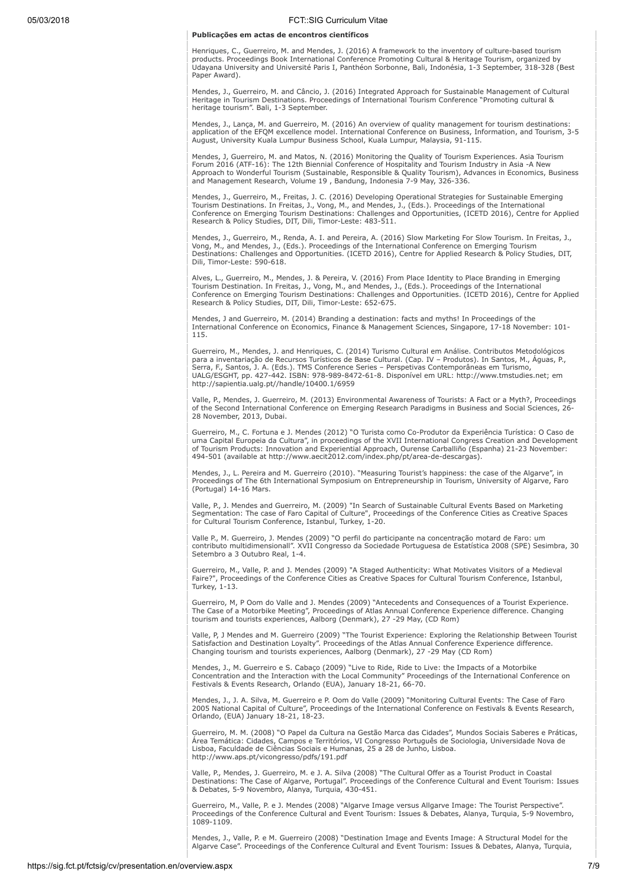**Publicações em actas de encontros científicos**

Henriques, C., Guerreiro, M. and Mendes, J. (2016) A framework to the inventory of culture-based tourism products. Proceedings Book International Conference Promoting Cultural & Heritage Tourism, organized by Udayana University and Université Paris I, Panthéon Sorbonne, Bali, Indonésia, 1-3 September, 318-328 (Best Paper Award).

Mendes, J., Guerreiro, M. and Câncio, J. (2016) Integrated Approach for Sustainable Management of Cultural Heritage in Tourism Destinations. Proceedings of International Tourism Conference "Promoting cultural & heritage tourism". Bali, 1-3 September.

Mendes, J., Lança, M. and Guerreiro, M. (2016) An overview of quality management for tourism destinations: application of the EFQM excellence model. International Conference on Business, Information, and Tourism, 3-5 August, University Kuala Lumpur Business School, Kuala Lumpur, Malaysia, 91-115.

Mendes, J, Guerreiro, M. and Matos, N. (2016) Monitoring the Quality of Tourism Experiences. Asia Tourism Forum 2016 (ATF-16): The 12th Biennial Conference of Hospitality and Tourism Industry in Asia -A New Approach to Wonderful Tourism (Sustainable, Responsible & Quality Tourism), Advances in Economics, Business and Management Research, Volume 19 , Bandung, Indonesia 7-9 May, 326-336.

Mendes, J., Guerreiro, M., Freitas, J. C. (2016) Developing Operational Strategies for Sustainable Emerging Tourism Destinations. In Freitas, J., Vong, M., and Mendes, J., (Eds.). Proceedings of the International Conference on Emerging Tourism Destinations: Challenges and Opportunities, (ICETD 2016), Centre for Applied Research & Policy Studies, DIT, Dili, Timor-Leste: 483-511.

Mendes, J., Guerreiro, M., Renda, A. I. and Pereira, A. (2016) Slow Marketing For Slow Tourism. In Freitas, J., Vong, M., and Mendes, J., (Eds.). Proceedings of the International Conference on Emerging Tourism Destinations: Challenges and Opportunities. (ICETD 2016), Centre for Applied Research & Policy Studies, DIT, Dili, Timor-Leste: 590-618.

Alves, L., Guerreiro, M., Mendes, J. & Pereira, V. (2016) From Place Identity to Place Branding in Emerging Tourism Destination. In Freitas, J., Vong, M., and Mendes, J., (Eds.). Proceedings of the International Conference on Emerging Tourism Destinations: Challenges and Opportunities. (ICETD 2016), Centre for Applied Research & Policy Studies, DIT, Dili, Timor-Leste: 652-675.

Mendes, J and Guerreiro, M. (2014) Branding a destination: facts and myths! In Proceedings of the International Conference on Economics, Finance & Management Sciences, Singapore, 17-18 November: 101-115.

Guerreiro, M., Mendes, J. and Henriques, C. (2014) Turismo Cultural em Análise. Contributos Metodológicos para a inventariação de Recursos Turísticos de Base Cultural. (Cap. IV – Produtos). In Santos, M., Águas, P., Serra, F., Santos, J. A. (Eds.). TMS Conference Series – Perspetivas Contemporâneas em Turismo, UALG/ESGHT, pp. 427-442. ISBN: 978-989-8472-61-8. Disponível em URL: http://www.tmstudies.net; em http://sapientia.ualg.pt//handle/10400.1/6959

Valle, P., Mendes, J. Guerreiro, M. (2013) Environmental Awareness of Tourists: A Fact or a Myth?, Proceedings of the Second International Conference on Emerging Research Paradigms in Business and Social Sciences, 26-28 November, 2013, Dubai.

Guerreiro, M., C. Fortuna e J. Mendes (2012) "O Turista como Co-Produtor da Experiência Turística: O Caso de uma Capital Europeia da Cultura", in proceedings of the XVII International Congress Creation and Development of Tourism Products: Innovation and Experiential Approach, Ourense Carballiño (Espanha) 21-23 November: 494-501 (available at http://www.aecit2012.com/index.php/pt/area-de-descargas).

Mendes, J., L. Pereira and M. Guerreiro (2010). "Measuring Tourist's happiness: the case of the Algarve", in Proceedings of The 6th International Symposium on Entrepreneurship in Tourism, University of Algarve, Faro (Portugal) 14-16 Mars.

Valle, P., J. Mendes and Guerreiro, M. (2009) "In Search of Sustainable Cultural Events Based on Marketing Segmentation: The case of Faro Capital of Culture", Proceedings of the Conference Cities as Creative Spaces for Cultural Tourism Conference, Istanbul, Turkey, 1-20.

Valle P., M. Guerreiro, J. Mendes (2009) "O perfil do participante na concentração motard de Faro: um contributo multidimensionall". XVII Congresso da Sociedade Portuguesa de Estatística 2008 (SPE) Sesimbra, 30 Setembro a 3 Outubro Real, 1-4.

Guerreiro, M., Valle, P. and J. Mendes (2009) "A Staged Authenticity: What Motivates Visitors of a Medieval Faire?", Proceedings of the Conference Cities as Creative Spaces for Cultural Tourism Conference, Istanbul, Turkey, 1-13.

Guerreiro, M, P Oom do Valle and J. Mendes (2009) "Antecedents and Consequences of a Tourist Experience. The Case of a Motorbike Meeting", Proceedings of Atlas Annual Conference Experience difference. Changing tourism and tourists experiences, Aalborg (Denmark), 27 -29 May, (CD Rom)

Valle, P, J Mendes and M. Guerreiro (2009) "The Tourist Experience: Exploring the Relationship Between Tourist Satisfaction and Destination Loyalty". Proceedings of the Atlas Annual Conference Experience difference. Changing tourism and tourists experiences, Aalborg (Denmark), 27 -29 May (CD Rom)

Mendes, J., M. Guerreiro e S. Cabaço (2009) "Live to Ride, Ride to Live: the Impacts of a Motorbike Concentration and the Interaction with the Local Community" Proceedings of the International Conference on Festivals & Events Research, Orlando (EUA), January 18-21, 66-70.

Mendes, J., J. A. Silva, M. Guerreiro e P. Oom do Valle (2009) "Monitoring Cultural Events: The Case of Faro 2005 National Capital of Culture", Proceedings of the International Conference on Festivals & Events Research, Orlando, (EUA) January 18-21, 18-23.

Guerreiro, M. M. (2008) "O Papel da Cultura na Gestão Marca das Cidades", Mundos Sociais Saberes e Práticas, Área Temática: Cidades, Campos e Territórios, VI Congresso Português de Sociologia, Universidade Nova de Lisboa, Faculdade de Ciências Sociais e Humanas, 25 a 28 de Junho, Lisboa. http://www.aps.pt/vicongresso/pdfs/191.pdf

Valle, P., Mendes, J. Guerreiro, M. e J. A. Silva (2008) "The Cultural Offer as a Tourist Product in Coastal Destinations: The Case of Algarve, Portugal". Proceedings of the Conference Cultural and Event Tourism: Issues & Debates, 5-9 Novembro, Alanya, Turquia, 430-451.

Guerreiro, M., Valle, P. e J. Mendes (2008) "Algarve Image versus Allgarve Image: The Tourist Perspective". Proceedings of the Conference Cultural and Event Tourism: Issues & Debates, Alanya, Turquia, 5-9 Novembro, 1089-1109.

Mendes, J., Valle, P. e M. Guerreiro (2008) "Destination Image and Events Image: A Structural Model for the Algarve Case". Proceedings of the Conference Cultural and Event Tourism: Issues & Debates, Alanya, Turquia,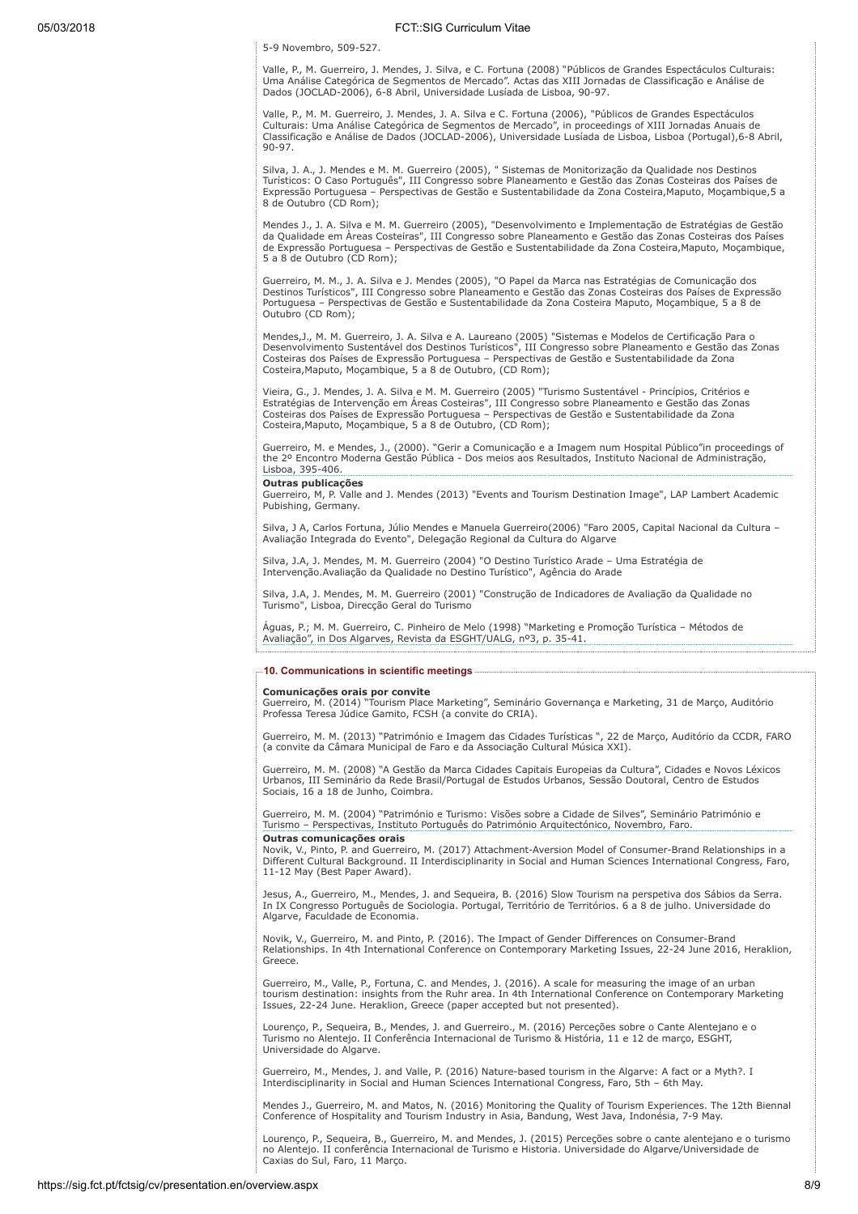5-9 Novembro, 509-527.

Valle, P., M. Guerreiro, J. Mendes, J. Silva, e C. Fortuna (2008) "Públicos de Grandes Espectáculos Culturais: Uma Análise Categórica de Segmentos de Mercado". Actas das XIII Jornadas de Classificação e Análise de Dados (JOCLAD-2006), 6-8 Abril, Universidade Lusíada de Lisboa, 90-97.

Valle, P., M. M. Guerreiro, J. Mendes, J. A. Silva e C. Fortuna (2006), "Públicos de Grandes Espectáculos Culturais: Uma Análise Categórica de Segmentos de Mercado", in proceedings of XIII Jornadas Anuais de Classificação e Análise de Dados (JOCLAD-2006), Universidade Lusíada de Lisboa, Lisboa (Portugal),6-8 Abril, 90-97.

Silva, J. A., J. Mendes e M. M. Guerreiro (2005), " Sistemas de Monitorização da Qualidade nos Destinos Turísticos: O Caso Português", III Congresso sobre Planeamento e Gestão das Zonas Costeiras dos Países de Expressão Portuguesa – Perspectivas de Gestão e Sustentabilidade da Zona Costeira,Maputo, Moçambique,5 a 8 de Outubro (CD Rom);

Mendes J., J. A. Silva e M. M. Guerreiro (2005), "Desenvolvimento e Implementação de Estratégias de Gestão da Qualidade em Àreas Costeiras", III Congresso sobre Planeamento e Gestão das Zonas Costeiras dos Países de Expressão Portuguesa – Perspectivas de Gestão e Sustentabilidade da Zona Costeira,Maputo, Moçambique, 5 a 8 de Outubro (CD Rom);

Guerreiro, M. M., J. A. Silva e J. Mendes (2005), "O Papel da Marca nas Estratégias de Comunicação dos Destinos Turísticos", III Congresso sobre Planeamento e Gestão das Zonas Costeiras dos Países de Expressão Portuguesa – Perspectivas de Gestão e Sustentabilidade da Zona Costeira Maputo, Moçambique, 5 a 8 de Outubro (CD Rom);

Mendes,J., M. M. Guerreiro, J. A. Silva e A. Laureano (2005) "Sistemas e Modelos de Certificação Para o Desenvolvimento Sustentável dos Destinos Turísticos" III Congresso sobre Planeamento e Gestão das Zonas Costeiras dos Países de Expressão Portuguesa – Perspectivas de Gestão e Sustentabilidade da Zona Costeira,Maputo, Moçambique, 5 a 8 de Outubro, (CD Rom);

Vieira, G., J. Mendes, J. A. Silva e M. M. Guerreiro (2005) "Turismo Sustentável - Princípios, Critérios e Estratégias de Intervenção em Áreas Costeiras", III Congresso sobre Planeamento e Gestão das Zonas Costeiras dos Países de Expressão Portuguesa – Perspectivas de Gestão e Sustentabilidade da Zona Costeira,Maputo, Moçambique, 5 a 8 de Outubro, (CD Rom);

Guerreiro, M. e Mendes, J., (2000). "Gerir a Comunicação e a Imagem num Hospital Público"in proceedings of the 2º Encontro Moderna Gestão Pública - Dos meios aos Resultados, Instituto Nacional de Administração, Lisboa, 395-406.

**Outras publicações**

Guerreiro, M, P. Valle and J. Mendes (2013) "Events and Tourism Destination Image", LAP Lambert Academic Pubishing, Germany.

Silva, J A, Carlos Fortuna, Júlio Mendes e Manuela Guerreiro(2006) "Faro 2005, Capital Nacional da Cultura – Avaliação Integrada do Evento", Delegação Regional da Cultura do Algarve

Silva, J.A, J. Mendes, M. M. Guerreiro (2004) "O Destino Turístico Arade – Uma Estratégia de Intervenção.Avaliação da Qualidade no Destino Turístico", Agência do Arade

Silva, J.A, J. Mendes, M. M. Guerreiro (2001) "Construção de Indicadores de Avaliação da Qualidade no Turismo", Lisboa, Direcção Geral do Turismo

Águas, P.; M. M. Guerreiro, C. Pinheiro de Melo (1998) "Marketing e Promoção Turística – Métodos de Avaliação", in Dos Algarves, Revista da ESGHT/UALG, nº3, p. 35-41.

## 10. Communications in scientific meetings

**Comunicações orais por convite**

Guerreiro, M. (2014) "Tourism Place Marketing", Seminário Governança e Marketing, 31 de Março, Auditório Professa Teresa Júdice Gamito, FCSH (a convite do CRIA).

Guerreiro, M. M. (2013) "Património e Imagem das Cidades Turísticas ", 22 de Março, Auditório da CCDR, FARO (a convite da Câmara Municipal de Faro e da Associação Cultural Música XXI).

Guerreiro, M. M. (2008) "A Gestão da Marca Cidades Capitais Europeias da Cultura", Cidades e Novos Léxicos Urbanos, III Seminário da Rede Brasil/Portugal de Estudos Urbanos, Sessão Doutoral, Centro de Estudos Sociais, 16 a 18 de Junho, Coimbra.

Guerreiro, M. M. (2004) "Património e Turismo: Visões sobre a Cidade de Silves", Seminário Património e Turismo – Perspectivas, Instituto Português do Património Arquitectónico, Novembro, Faro.

**Outras comunicações orais**

Novik, V., Pinto, P. and Guerreiro, M. (2017) Attachment-Aversion Model of Consumer-Brand Relationships in a Different Cultural Background. II Interdisciplinarity in Social and Human Sciences International Congress, Faro, 11-12 May (Best Paper Award).

Jesus, A., Guerreiro, M., Mendes, J. and Sequeira, B. (2016) Slow Tourism na perspetiva dos Sábios da Serra. In IX Congresso Português de Sociologia. Portugal, Território de Territórios. 6 a 8 de julho. Universidade do Algarve, Faculdade de Economia.

Novik, V., Guerreiro, M. and Pinto, P. (2016). The Impact of Gender Differences on Consumer-Brand Relationships. In 4th International Conference on Contemporary Marketing Issues, 22-24 June 2016, Heraklion, Greece.

Guerreiro, M., Valle, P., Fortuna, C. and Mendes, J. (2016). A scale for measuring the image of an urban tourism destination: insights from the Ruhr area. In 4th International Conference on Contemporary Marketing Issues, 22-24 June. Heraklion, Greece (paper accepted but not presented).

Lourenço, P., Sequeira, B., Mendes, J. and Guerreiro., M. (2016) Perceções sobre o Cante Alentejano e o Turismo no Alentejo. II Conferência Internacional de Turismo & História, 11 e 12 de março, ESGHT, Universidade do Algarve.

Guerreiro, M., Mendes, J. and Valle, P. (2016) Nature-based tourism in the Algarve: A fact or a Myth?. I Interdisciplinarity in Social and Human Sciences International Congress, Faro, 5th – 6th May.

Mendes J., Guerreiro, M. and Matos, N. (2016) Monitoring the Quality of Tourism Experiences. The 12th Biennal Conference of Hospitality and Tourism Industry in Asia, Bandung, West Java, Indonésia, 7-9 May.

Lourenço, P., Sequeira, B., Guerreiro, M. and Mendes, J. (2015) Perceções sobre o cante alentejano e o turismo no Alentejo. II conferência Internacional de Turismo e Historia. Universidade do Algarve/Universidade de Caxias do Sul, Faro, 11 Março.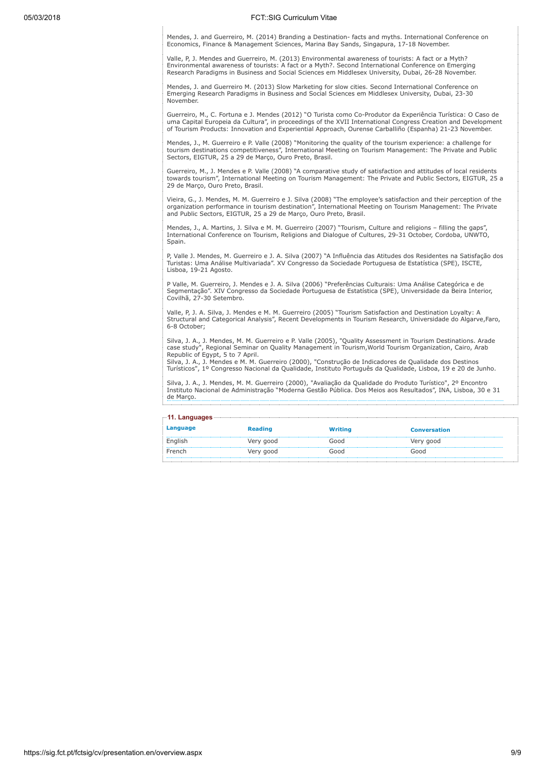Mendes, J. and Guerreiro, M. (2014) Branding a Destination- facts and myths. International Conference on Economics, Finance & Management Sciences, Marina Bay Sands, Singapura, 17-18 November.

Valle, P, J. Mendes and Guerreiro, M. (2013) Environmental awareness of tourists: A fact or a Myth? Environmental awareness of tourists: A fact or a Myth?. Second International Conference on Emerging Research Paradigms in Business and Social Sciences em Middlesex University, Dubai, 26-28 November.

Mendes, J. and Guerreiro M. (2013) Slow Marketing for slow cities. Second International Conference on Emerging Research Paradigms in Business and Social Sciences em Middlesex University, Dubai, 23-30 November.

Guerreiro, M., C. Fortuna e J. Mendes (2012) "O Turista como Co-Produtor da Experiência Turística: O Caso de uma Capital Europeia da Cultura", in proceedings of the XVII International Congress Creation and Development of Tourism Products: Innovation and Experiential Approach, Ourense Carballiño (Espanha) 21-23 November.

Mendes, J., M. Guerreiro e P. Valle (2008) "Monitoring the quality of the tourism experience: a challenge for tourism destinations competitiveness", International Meeting on Tourism Management: The Private and Public Sectors, EIGTUR, 25 a 29 de Março, Ouro Preto, Brasil.

Guerreiro, M., J. Mendes e P. Valle (2008) "A comparative study of satisfaction and attitudes of local residents towards tourism", International Meeting on Tourism Management: The Private and Public Sectors, EIGTUR, 25 a 29 de Março, Ouro Preto, Brasil.

Vieira, G., J. Mendes, M. M. Guerreiro e J. Silva (2008) "The employee's satisfaction and their perception of the organization performance in tourism destination", International Meeting on Tourism Management: The Private and Public Sectors, EIGTUR, 25 a 29 de Março, Ouro Preto, Brasil.

Mendes, J., A. Martins, J. Silva e M. M. Guerreiro (2007) "Tourism, Culture and religions – filling the gaps", International Conference on Tourism, Religions and Dialogue of Cultures, 29-31 October, Cordoba, UNWTO, Spain.

P, Valle J. Mendes, M. Guerreiro e J. A. Silva (2007) "A Influência das Atitudes dos Residentes na Satisfação dos Turistas: Uma Análise Multivariada". XV Congresso da Sociedade Portuguesa de Estatística (SPE), ISCTE, Lisboa, 19-21 Agosto.

P Valle, M. Guerreiro, J. Mendes e J. A. Silva (2006) "Preferências Culturais: Uma Análise Categórica e de Segmentação". XIV Congresso da Sociedade Portuguesa de Estatística (SPE), Universidade da Beira Interior, Covilhã, 27-30 Setembro.

Valle, P, J. A. Silva, J. Mendes e M. M. Guerreiro (2005) "Tourism Satisfaction and Destination Loyalty: A Structural and Categorical Analysis", Recent Developments in Tourism Research, Universidade do Algarve,Faro, 6-8 October;

Silva, J. A., J. Mendes, M. M. Guerreiro e P. Valle (2005), "Quality Assessment in Tourism Destinations. Arade case study", Regional Seminar on Quality Management in Tourism,World Tourism Organization, Cairo, Arab Republic of Egypt, 5 to 7 April.
Silva, J. A., J. Mendes e M. M. Guerreiro (2000), "Construção de Indicadores de Qualidade dos Destinos Turísticos", 1º Congresso Nacional da Qualidade, Instituto Português da Qualidade, Lisboa, 19 e 20 de Junho.

Silva, J. A., J. Mendes, M. M. Guerreiro (2000), "Avaliação da Qualidade do Produto Turístico", 2º Encontro Instituto Nacional de Administração "Moderna Gestão Pública. Dos Meios aos Resultados", INA, Lisboa, 30 e 31 de Março.

## 11. Languages

| Language | Reading | Writing | Conversation |
|---|---|---|---|
| English | Very good | Good | Very good |
| French | Very good | Good | Good |